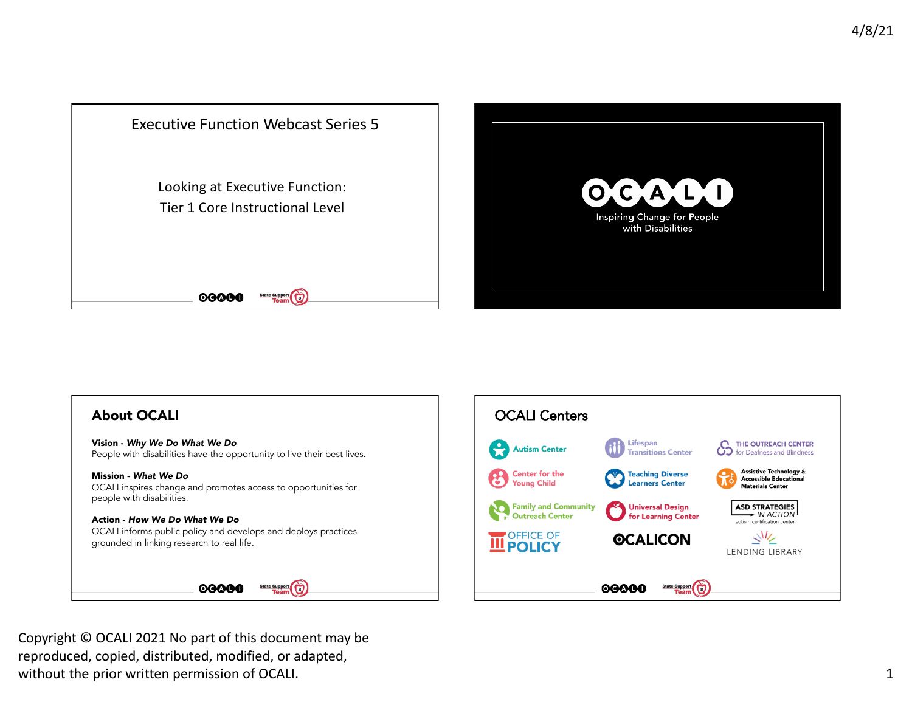# Executive Function Webcast Series 5

Looking at Executive Function:
Tier 1 Core Instructional Level

OCALI
Inspiring Change for People with Disabilities

## About OCALI

**Vision - *Why We Do What We Do***
People with disabilities have the opportunity to live their best lives.

**Mission - *What We Do***
OCALI inspires change and promotes access to opportunities for people with disabilities.

**Action - *How We Do What We Do***
OCALI informs public policy and develops and deploys practices grounded in linking research to real life.

## OCALI Centers

- Autism Center
- Lifespan Transitions Center
- The Outreach Center for Deafness and Blindness
- Center for the Young Child
- Teaching Diverse Learners Center
- Assistive Technology & Accessible Educational Materials Center
- Family and Community Outreach Center
- Universal Design for Learning Center
- ASD Strategies in Action autism certification center
- Office of Policy
- OCALICON
- Lending Library

Copyright © OCALI 2021 No part of this document may be reproduced, copied, distributed, modified, or adapted, without the prior written permission of OCALI.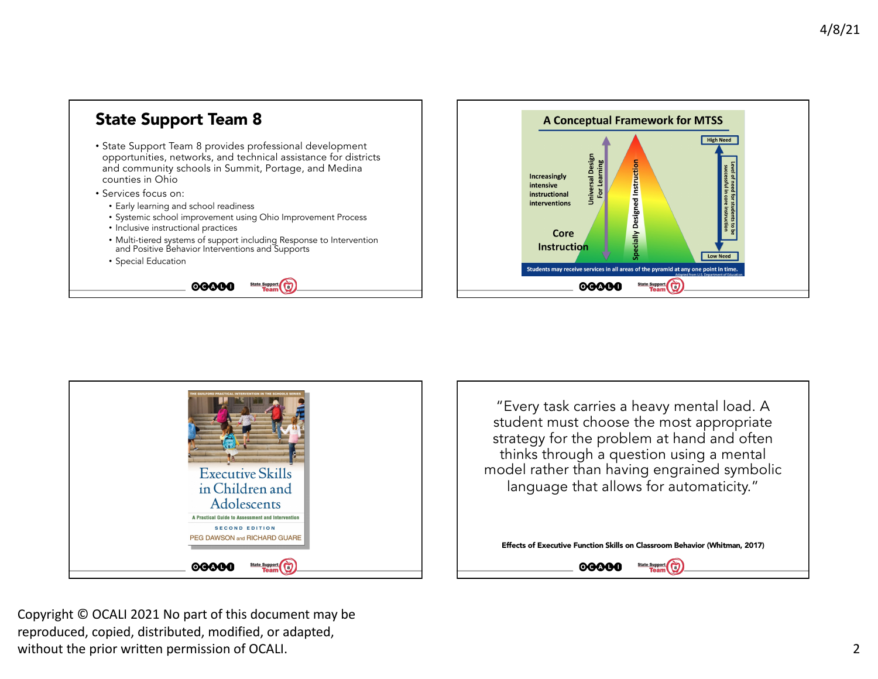## State Support Team 8

- State Support Team 8 provides professional development opportunities, networks, and technical assistance for districts and community schools in Summit, Portage, and Medina counties in Ohio
- Services focus on:
  - Early learning and school readiness
  - Systemic school improvement using Ohio Improvement Process
  - Inclusive instructional practices
  - Multi-tiered systems of support including Response to Intervention and Positive Behavior Interventions and Supports
  - Special Education

A Conceptual Framework for MTSS

High Need

Increasingly intensive instructional interventions

Universal Design For Learning

Specially Designed Instruction

Level of need for students to be successful in core instruction

Core Instruction

Low Need

Students may receive services in all areas of the pyramid at any one point in time.

Adapted from U.S. Department of Education

Executive Skills in Children and Adolescents

A Practical Guide to Assessment and Intervention

SECOND EDITION

PEG DAWSON and RICHARD GUARE

"Every task carries a heavy mental load. A student must choose the most appropriate strategy for the problem at hand and often thinks through a question using a mental model rather than having engrained symbolic language that allows for automaticity."

**Effects of Executive Function Skills on Classroom Behavior (Whitman, 2017)**

Copyright © OCALI 2021 No part of this document may be reproduced, copied, distributed, modified, or adapted, without the prior written permission of OCALI.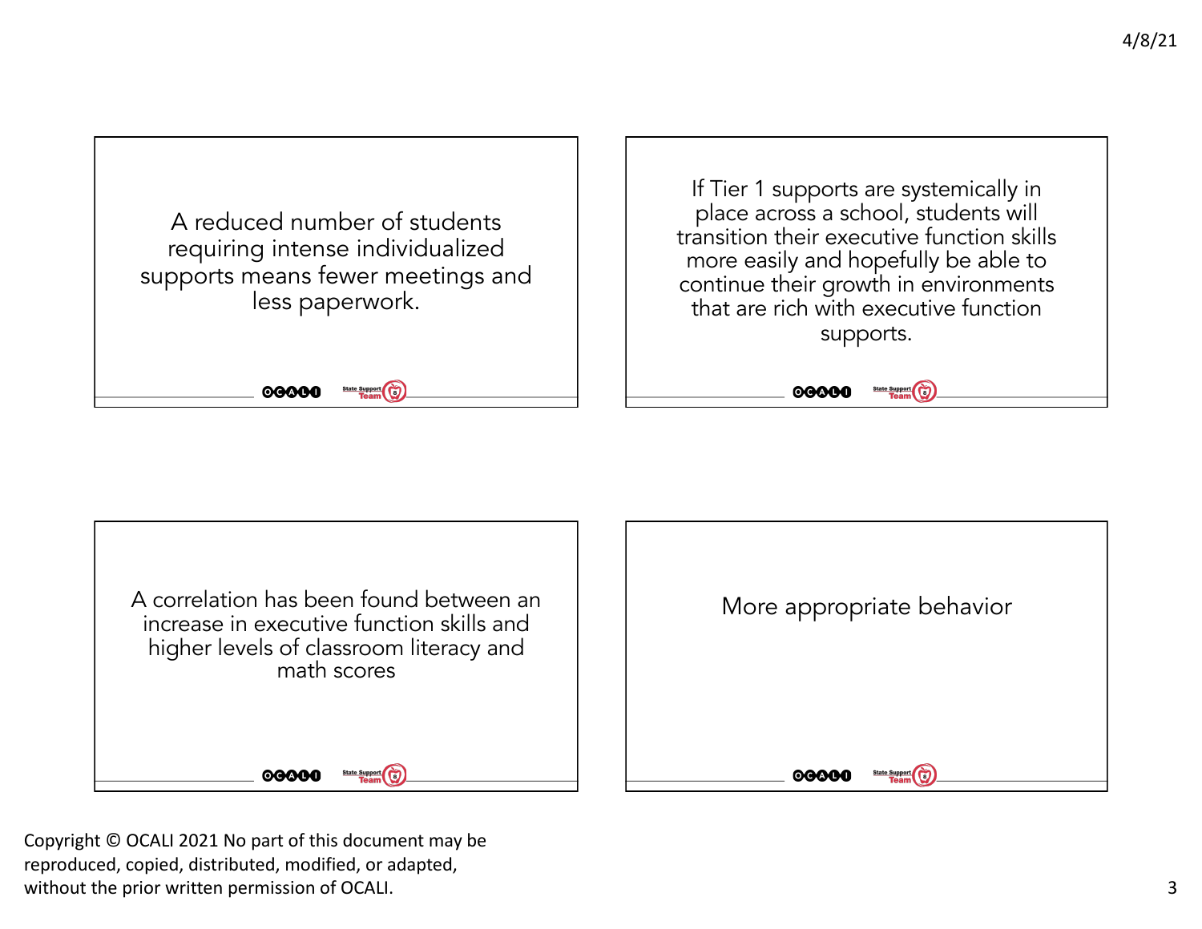A reduced number of students requiring intense individualized supports means fewer meetings and less paperwork.

If Tier 1 supports are systemically in place across a school, students will transition their executive function skills more easily and hopefully be able to continue their growth in environments that are rich with executive function supports.

A correlation has been found between an increase in executive function skills and higher levels of classroom literacy and math scores

More appropriate behavior

Copyright © OCALI 2021 No part of this document may be reproduced, copied, distributed, modified, or adapted, without the prior written permission of OCALI.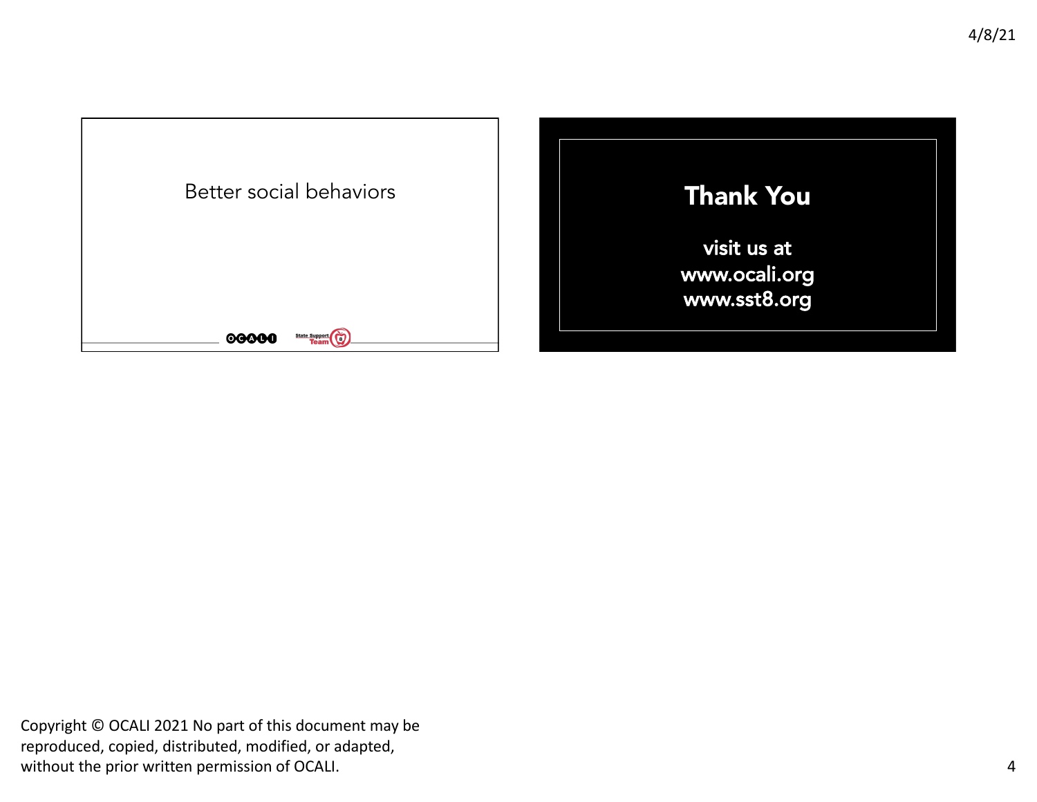Better social behaviors

# Thank You

visit us at
www.ocali.org
www.sst8.org

Copyright © OCALI 2021 No part of this document may be reproduced, copied, distributed, modified, or adapted, without the prior written permission of OCALI.